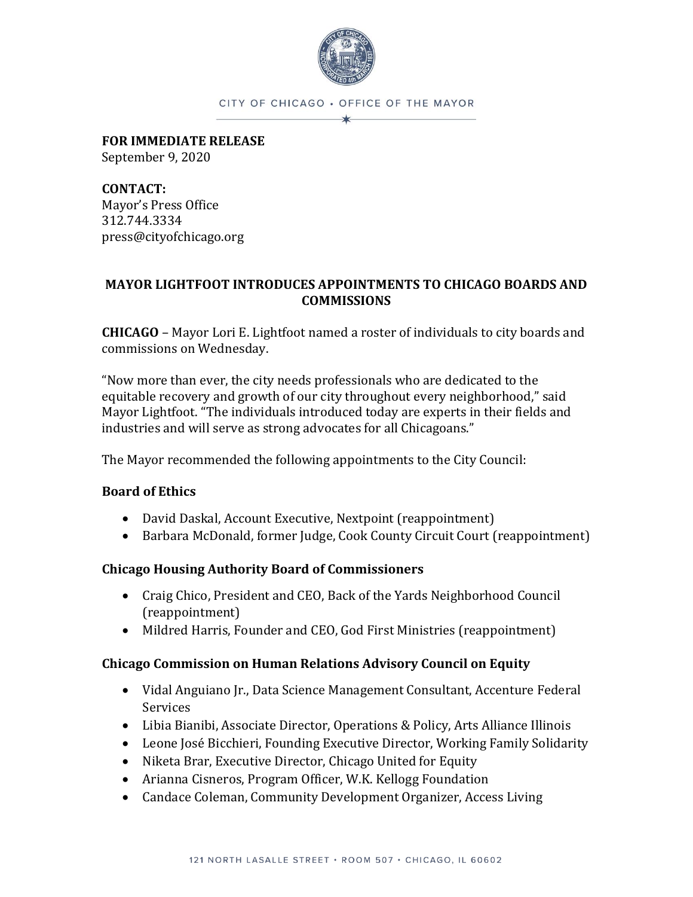CITY OF CHICAGO • OFFICE OF THE MAYOR

**FOR IMMEDIATE RELEASE**
September 9, 2020

**CONTACT:**
Mayor's Press Office
312.744.3334
press@cityofchicago.org

## MAYOR LIGHTFOOT INTRODUCES APPOINTMENTS TO CHICAGO BOARDS AND COMMISSIONS

**CHICAGO** – Mayor Lori E. Lightfoot named a roster of individuals to city boards and commissions on Wednesday.

"Now more than ever, the city needs professionals who are dedicated to the equitable recovery and growth of our city throughout every neighborhood," said Mayor Lightfoot. "The individuals introduced today are experts in their fields and industries and will serve as strong advocates for all Chicagoans."

The Mayor recommended the following appointments to the City Council:

### Board of Ethics

- David Daskal, Account Executive, Nextpoint (reappointment)
- Barbara McDonald, former Judge, Cook County Circuit Court (reappointment)

### Chicago Housing Authority Board of Commissioners

- Craig Chico, President and CEO, Back of the Yards Neighborhood Council (reappointment)
- Mildred Harris, Founder and CEO, God First Ministries (reappointment)

### Chicago Commission on Human Relations Advisory Council on Equity

- Vidal Anguiano Jr., Data Science Management Consultant, Accenture Federal Services
- Libia Bianibi, Associate Director, Operations & Policy, Arts Alliance Illinois
- Leone José Bicchieri, Founding Executive Director, Working Family Solidarity
- Niketa Brar, Executive Director, Chicago United for Equity
- Arianna Cisneros, Program Officer, W.K. Kellogg Foundation
- Candace Coleman, Community Development Organizer, Access Living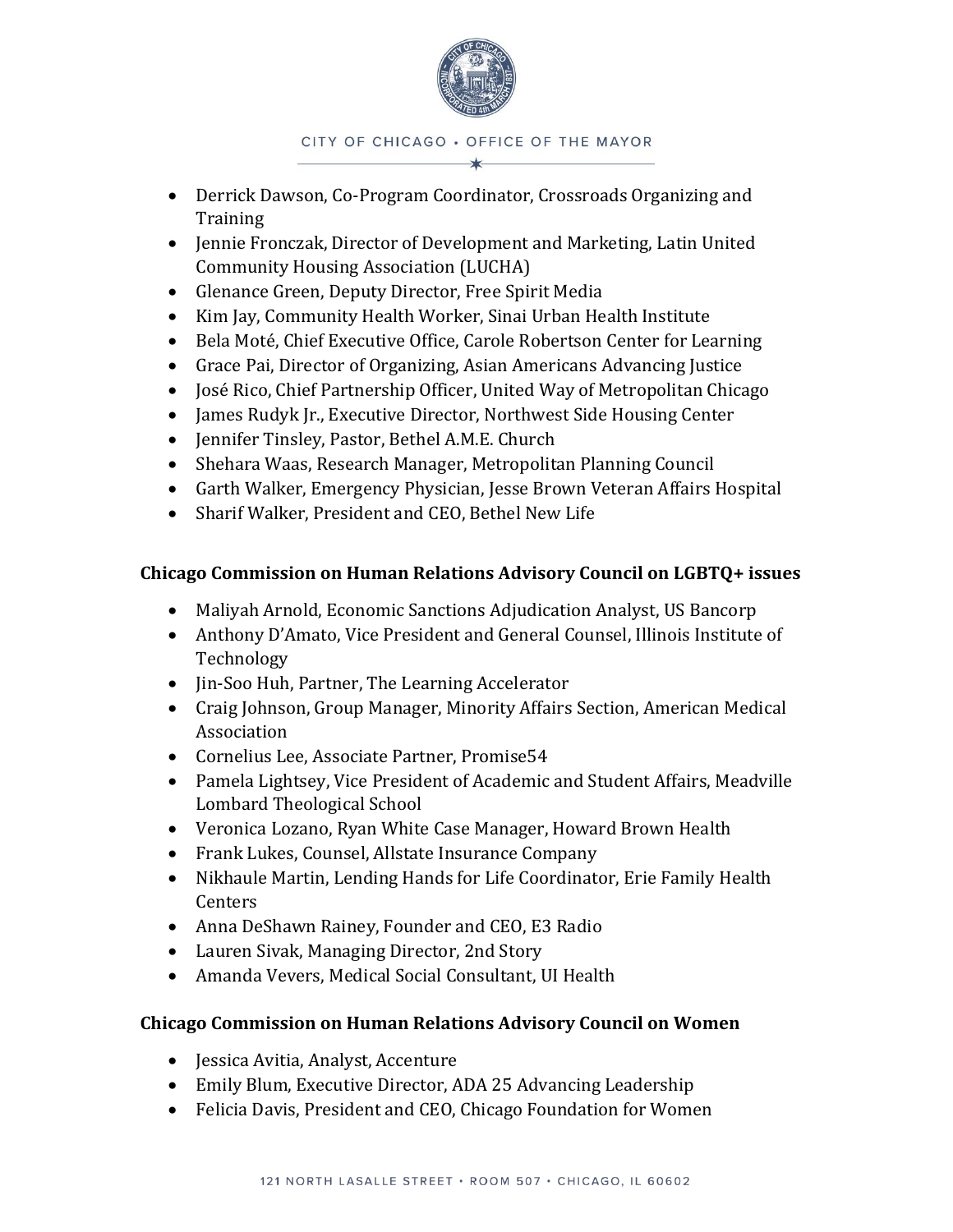- Derrick Dawson, Co-Program Coordinator, Crossroads Organizing and Training
- Jennie Fronczak, Director of Development and Marketing, Latin United Community Housing Association (LUCHA)
- Glenance Green, Deputy Director, Free Spirit Media
- Kim Jay, Community Health Worker, Sinai Urban Health Institute
- Bela Moté, Chief Executive Office, Carole Robertson Center for Learning
- Grace Pai, Director of Organizing, Asian Americans Advancing Justice
- José Rico, Chief Partnership Officer, United Way of Metropolitan Chicago
- James Rudyk Jr., Executive Director, Northwest Side Housing Center
- Jennifer Tinsley, Pastor, Bethel A.M.E. Church
- Shehara Waas, Research Manager, Metropolitan Planning Council
- Garth Walker, Emergency Physician, Jesse Brown Veteran Affairs Hospital
- Sharif Walker, President and CEO, Bethel New Life

**Chicago Commission on Human Relations Advisory Council on LGBTQ+ issues**

- Maliyah Arnold, Economic Sanctions Adjudication Analyst, US Bancorp
- Anthony D'Amato, Vice President and General Counsel, Illinois Institute of Technology
- Jin-Soo Huh, Partner, The Learning Accelerator
- Craig Johnson, Group Manager, Minority Affairs Section, American Medical Association
- Cornelius Lee, Associate Partner, Promise54
- Pamela Lightsey, Vice President of Academic and Student Affairs, Meadville Lombard Theological School
- Veronica Lozano, Ryan White Case Manager, Howard Brown Health
- Frank Lukes, Counsel, Allstate Insurance Company
- Nikhaule Martin, Lending Hands for Life Coordinator, Erie Family Health Centers
- Anna DeShawn Rainey, Founder and CEO, E3 Radio
- Lauren Sivak, Managing Director, 2nd Story
- Amanda Vevers, Medical Social Consultant, UI Health

**Chicago Commission on Human Relations Advisory Council on Women**

- Jessica Avitia, Analyst, Accenture
- Emily Blum, Executive Director, ADA 25 Advancing Leadership
- Felicia Davis, President and CEO, Chicago Foundation for Women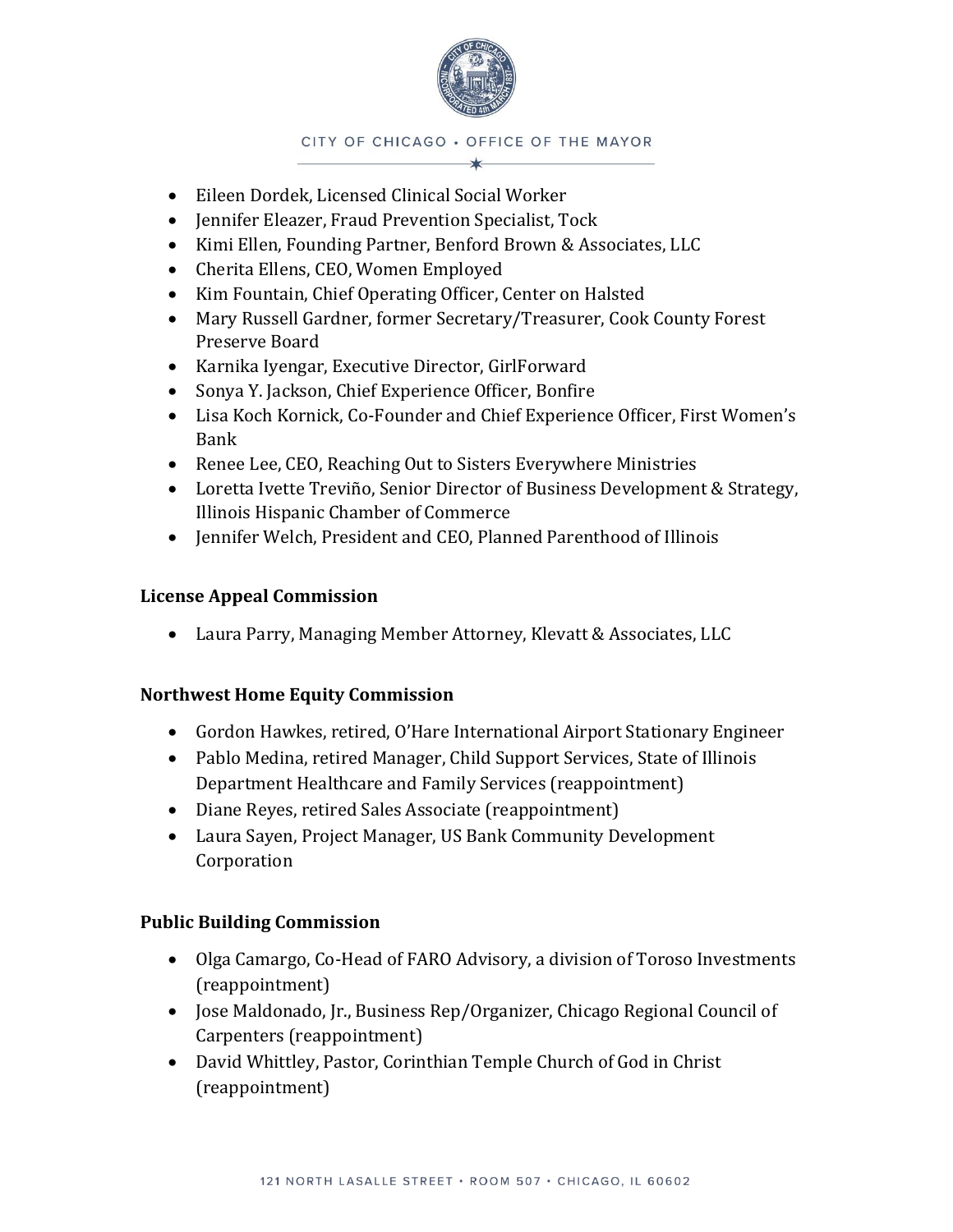- Eileen Dordek, Licensed Clinical Social Worker
- Jennifer Eleazer, Fraud Prevention Specialist, Tock
- Kimi Ellen, Founding Partner, Benford Brown & Associates, LLC
- Cherita Ellens, CEO, Women Employed
- Kim Fountain, Chief Operating Officer, Center on Halsted
- Mary Russell Gardner, former Secretary/Treasurer, Cook County Forest Preserve Board
- Karnika Iyengar, Executive Director, GirlForward
- Sonya Y. Jackson, Chief Experience Officer, Bonfire
- Lisa Koch Kornick, Co-Founder and Chief Experience Officer, First Women's Bank
- Renee Lee, CEO, Reaching Out to Sisters Everywhere Ministries
- Loretta Ivette Treviño, Senior Director of Business Development & Strategy, Illinois Hispanic Chamber of Commerce
- Jennifer Welch, President and CEO, Planned Parenthood of Illinois

**License Appeal Commission**

- Laura Parry, Managing Member Attorney, Klevatt & Associates, LLC

**Northwest Home Equity Commission**

- Gordon Hawkes, retired, O'Hare International Airport Stationary Engineer
- Pablo Medina, retired Manager, Child Support Services, State of Illinois Department Healthcare and Family Services (reappointment)
- Diane Reyes, retired Sales Associate (reappointment)
- Laura Sayen, Project Manager, US Bank Community Development Corporation

**Public Building Commission**

- Olga Camargo, Co-Head of FARO Advisory, a division of Toroso Investments (reappointment)
- Jose Maldonado, Jr., Business Rep/Organizer, Chicago Regional Council of Carpenters (reappointment)
- David Whittley, Pastor, Corinthian Temple Church of God in Christ (reappointment)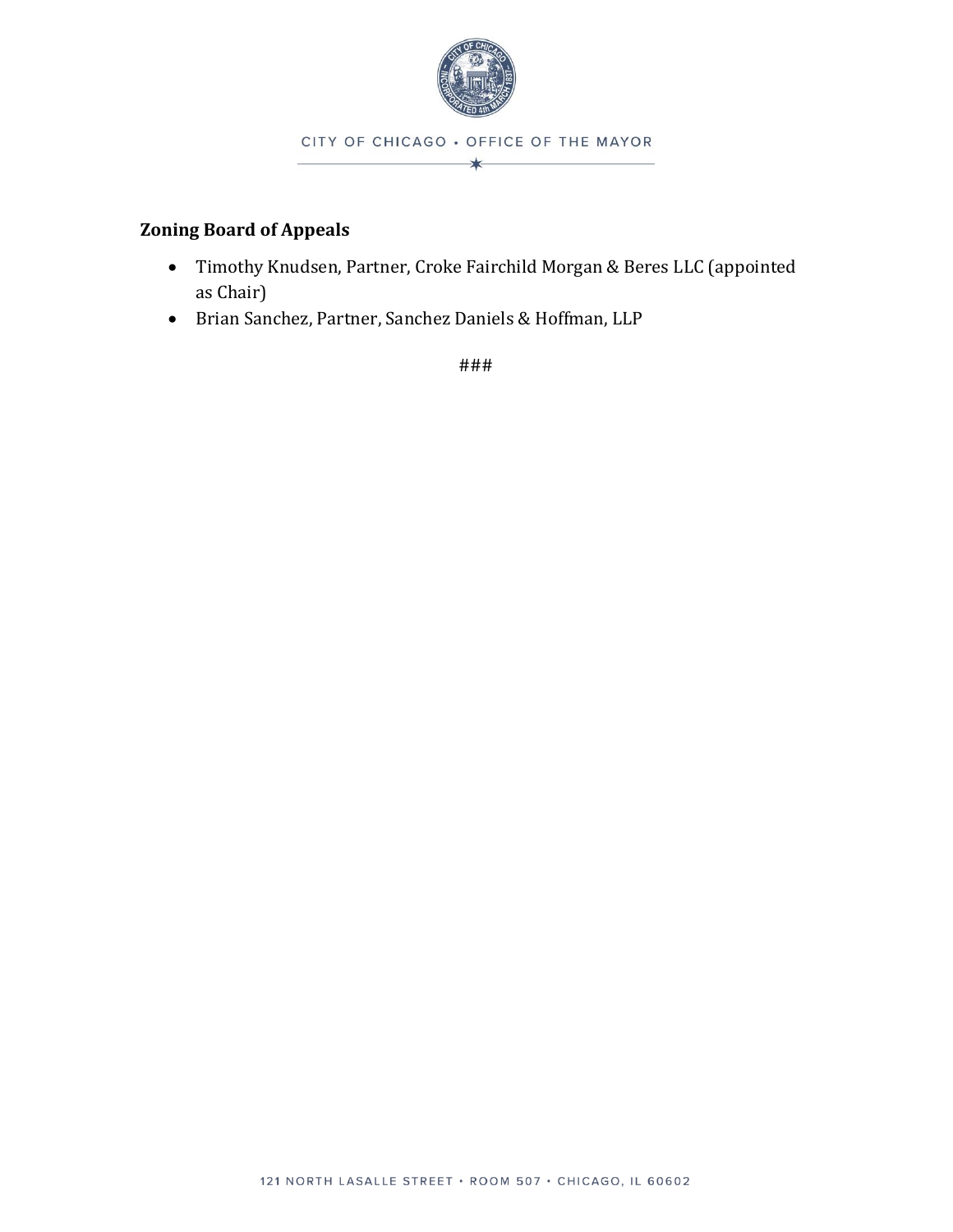**Zoning Board of Appeals**

- Timothy Knudsen, Partner, Croke Fairchild Morgan & Beres LLC (appointed as Chair)
- Brian Sanchez, Partner, Sanchez Daniels & Hoffman, LLP

###